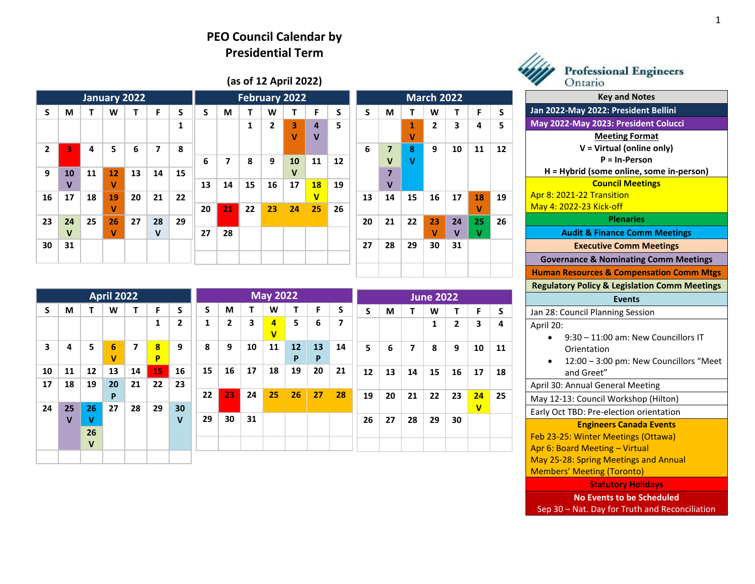# PEO Council Calendar by Presidential Term

(as of 12 April 2022)

## January 2022

| S | M | T | W | T | F | S |
|---|---|---|---|---|---|---|
| | | | | | | 1 |
| 2 | 3 | 4 | 5 | 6 | 7 | 8 |
| 9 | 10 V | 11 | 12 V | 13 | 14 | 15 |
| 16 | 17 | 18 | 19 V | 20 | 21 | 22 |
| 23 | 24 V | 25 | 26 V | 27 | 28 V | 29 |
| 30 | 31 | | | | | |

## February 2022

| S | M | T | W | T | F | S |
|---|---|---|---|---|---|---|
| | | 1 | 2 | 3 V | 4 V | 5 |
| 6 | 7 | 8 | 9 | 10 V | 11 | 12 |
| 13 | 14 | 15 | 16 | 17 | 18 V | 19 |
| 20 | 21 | 22 | 23 | 24 | 25 | 26 |
| 27 | 28 | | | | | |

## March 2022

| S | M | T | W | T | F | S |
|---|---|---|---|---|---|---|
| | | 1 V | 2 | 3 | 4 | 5 |
| 6 | 7 V / 7 V | 8 V | 9 | 10 | 11 | 12 |
| 13 | 14 | 15 | 16 | 17 | 18 V | 19 |
| 20 | 21 | 22 | 23 V | 24 V | 25 V | 26 |
| 27 | 28 | 29 | 30 | 31 | | |

## April 2022

| S | M | T | W | T | F | S |
|---|---|---|---|---|---|---|
| | | | | | 1 | 2 |
| 3 | 4 | 5 | 6 V | 7 | 8 P | 9 |
| 10 | 11 | 12 | 13 | 14 | 15 | 16 |
| 17 | 18 | 19 | 20 P | 21 | 22 | 23 |
| 24 | 25 V | 26 V / 26 V | 27 | 28 | 29 | 30 V |

## May 2022

| S | M | T | W | T | F | S |
|---|---|---|---|---|---|---|
| 1 | 2 | 3 | 4 V | 5 | 6 | 7 |
| 8 | 9 | 10 | 11 | 12 P | 13 P | 14 |
| 15 | 16 | 17 | 18 | 19 | 20 | 21 |
| 22 | 23 | 24 | 25 | 26 | 27 | 28 |
| 29 | 30 | 31 | | | | |

## June 2022

| S | M | T | W | T | F | S |
|---|---|---|---|---|---|---|
| | | | 1 | 2 | 3 | 4 |
| 5 | 6 | 7 | 8 | 9 | 10 | 11 |
| 12 | 13 | 14 | 15 | 16 | 17 | 18 |
| 19 | 20 | 21 | 22 | 23 | 24 V | 25 |
| 26 | 27 | 28 | 29 | 30 | | |

## Key and Notes

**Jan 2022-May 2022: President Bellini**

**May 2022-May 2023: President Colucci**

**Meeting Format**

- V = Virtual (online only)
- P = In-Person
- H = Hybrid (some online, some in-person)

**Council Meetings**

Apr 8: 2021-22 Transition
May 4: 2022-23 Kick-off

**Plenaries**

**Audit & Finance Comm Meetings**

**Executive Comm Meetings**

**Governance & Nominating Comm Meetings**

**Human Resources & Compensation Comm Mtgs**

**Regulatory Policy & Legislation Comm Meetings**

**Events**

Jan 28: Council Planning Session

April 20:

- 9:30 – 11:00 am: New Councillors IT Orientation
- 12:00 – 3:00 pm: New Councillors "Meet and Greet"

April 30: Annual General Meeting

May 12-13: Council Workshop (Hilton)

Early Oct TBD: Pre-election orientation

**Engineers Canada Events**

Feb 23-25: Winter Meetings (Ottawa)
Apr 6: Board Meeting – Virtual
May 25-28: Spring Meetings and Annual Members' Meeting (Toronto)

**Statutory Holidays**

**No Events to be Scheduled**

Sep 30 – Nat. Day for Truth and Reconciliation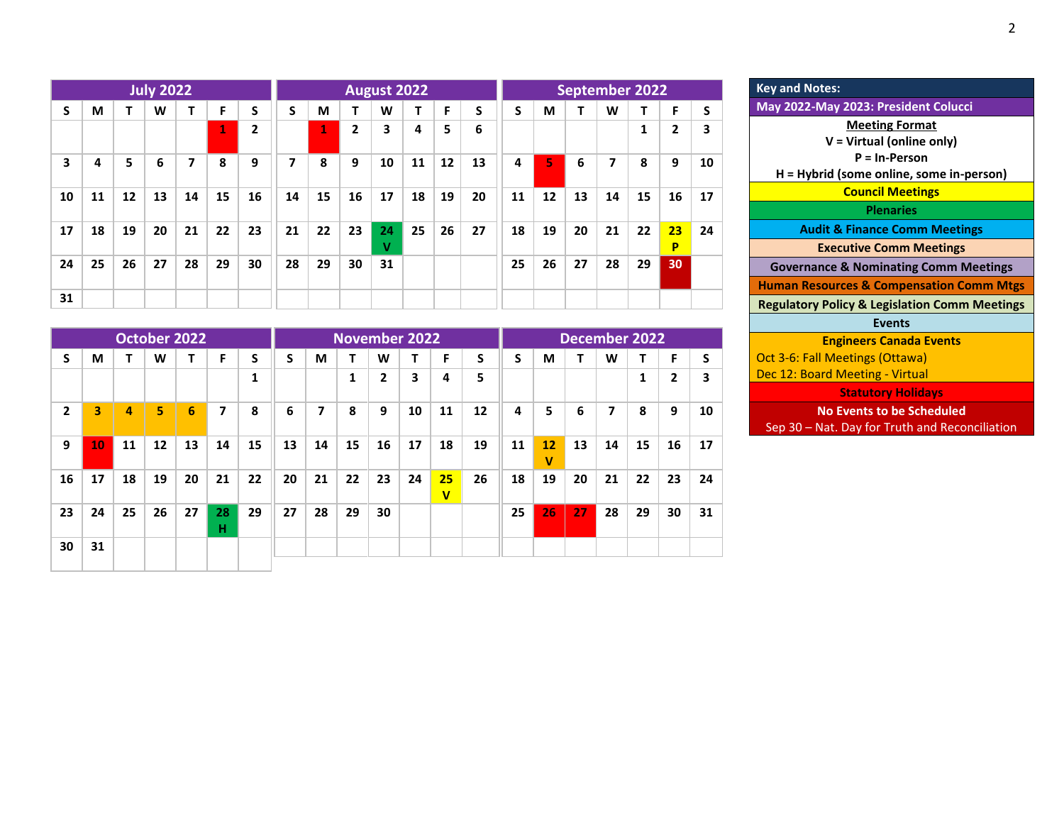## July 2022

| S | M | T | W | T | F | S |
|---|---|---|---|---|---|---|
| | | | | | 1 | 2 |
| 3 | 4 | 5 | 6 | 7 | 8 | 9 |
| 10 | 11 | 12 | 13 | 14 | 15 | 16 |
| 17 | 18 | 19 | 20 | 21 | 22 | 23 |
| 24 | 25 | 26 | 27 | 28 | 29 | 30 |
| 31 | | | | | | |

## August 2022

| S | M | T | W | T | F | S |
|---|---|---|---|---|---|---|
| | 1 | 2 | 3 | 4 | 5 | 6 |
| 7 | 8 | 9 | 10 | 11 | 12 | 13 |
| 14 | 15 | 16 | 17 | 18 | 19 | 20 |
| 21 | 22 | 23 | 24 V | 25 | 26 | 27 |
| 28 | 29 | 30 | 31 | | | |

## September 2022

| S | M | T | W | T | F | S |
|---|---|---|---|---|---|---|
| | | | | 1 | 2 | 3 |
| 4 | 5 | 6 | 7 | 8 | 9 | 10 |
| 11 | 12 | 13 | 14 | 15 | 16 | 17 |
| 18 | 19 | 20 | 21 | 22 | 23 P | 24 |
| 25 | 26 | 27 | 28 | 29 | 30 | |

## October 2022

| S | M | T | W | T | F | S |
|---|---|---|---|---|---|---|
| | | | | | | 1 |
| 2 | 3 | 4 | 5 | 6 | 7 | 8 |
| 9 | 10 | 11 | 12 | 13 | 14 | 15 |
| 16 | 17 | 18 | 19 | 20 | 21 | 22 |
| 23 | 24 | 25 | 26 | 27 | 28 H | 29 |
| 30 | 31 | | | | | |

## November 2022

| S | M | T | W | T | F | S |
|---|---|---|---|---|---|---|
| | | 1 | 2 | 3 | 4 | 5 |
| 6 | 7 | 8 | 9 | 10 | 11 | 12 |
| 13 | 14 | 15 | 16 | 17 | 18 | 19 |
| 20 | 21 | 22 | 23 | 24 | 25 V | 26 |
| 27 | 28 | 29 | 30 | | | |

## December 2022

| S | M | T | W | T | F | S |
|---|---|---|---|---|---|---|
| | | | | 1 | 2 | 3 |
| 4 | 5 | 6 | 7 | 8 | 9 | 10 |
| 11 | 12 V | 13 | 14 | 15 | 16 | 17 |
| 18 | 19 | 20 | 21 | 22 | 23 | 24 |
| 25 | 26 | 27 | 28 | 29 | 30 | 31 |

## Key and Notes:

**May 2022-May 2023: President Colucci**

**Meeting Format**
- V = Virtual (online only)
- P = In-Person
- H = Hybrid (some online, some in-person)

- Council Meetings
- Plenaries
- Audit & Finance Comm Meetings
- Executive Comm Meetings
- Governance & Nominating Comm Meetings
- Human Resources & Compensation Comm Mtgs
- Regulatory Policy & Legislation Comm Meetings
- Events
- Engineers Canada Events
  - Oct 3-6: Fall Meetings (Ottawa)
  - Dec 12: Board Meeting - Virtual
- Statutory Holidays
- No Events to be Scheduled
  - Sep 30 – Nat. Day for Truth and Reconciliation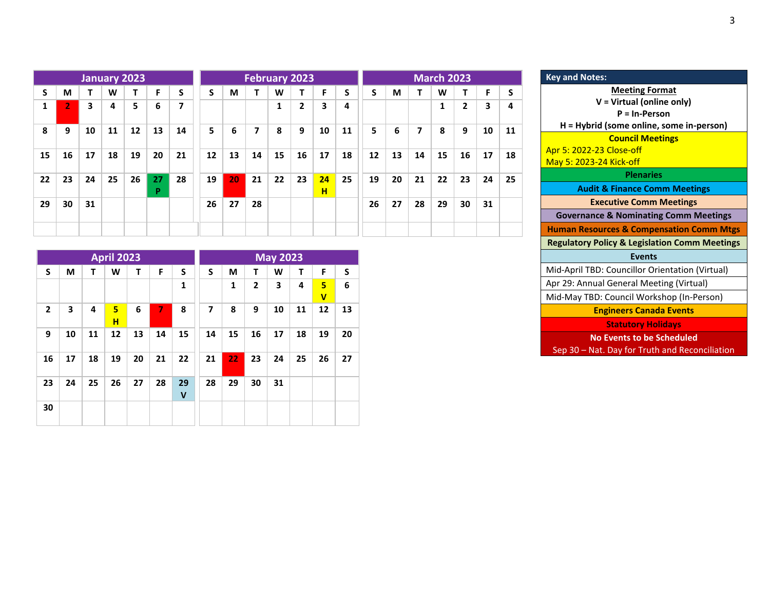| January 2023 | | | | | | |
|---|---|---|---|---|---|---|
| S | M | T | W | T | F | S |
| 1 | 2 | 3 | 4 | 5 | 6 | 7 |
| 8 | 9 | 10 | 11 | 12 | 13 | 14 |
| 15 | 16 | 17 | 18 | 19 | 20 | 21 |
| 22 | 23 | 24 | 25 | 26 | 27 P | 28 |
| 29 | 30 | 31 | | | | |

| February 2023 | | | | | | |
|---|---|---|---|---|---|---|
| S | M | T | W | T | F | S |
| | | | 1 | 2 | 3 | 4 |
| 5 | 6 | 7 | 8 | 9 | 10 | 11 |
| 12 | 13 | 14 | 15 | 16 | 17 | 18 |
| 19 | 20 | 21 | 22 | 23 | 24 H | 25 |
| 26 | 27 | 28 | | | | |

| March 2023 | | | | | | |
|---|---|---|---|---|---|---|
| S | M | T | W | T | F | S |
| | | | 1 | 2 | 3 | 4 |
| 5 | 6 | 7 | 8 | 9 | 10 | 11 |
| 12 | 13 | 14 | 15 | 16 | 17 | 18 |
| 19 | 20 | 21 | 22 | 23 | 24 | 25 |
| 26 | 27 | 28 | 29 | 30 | 31 | |

| April 2023 | | | | | | |
|---|---|---|---|---|---|---|
| S | M | T | W | T | F | S |
| | | | | | | 1 |
| 2 | 3 | 4 | 5 H | 6 | 7 | 8 |
| 9 | 10 | 11 | 12 | 13 | 14 | 15 |
| 16 | 17 | 18 | 19 | 20 | 21 | 22 |
| 23 | 24 | 25 | 26 | 27 | 28 | 29 V |
| 30 | | | | | | |

| May 2023 | | | | | | |
|---|---|---|---|---|---|---|
| S | M | T | W | T | F | S |
| | 1 | 2 | 3 | 4 | 5 V | 6 |
| 7 | 8 | 9 | 10 | 11 | 12 | 13 |
| 14 | 15 | 16 | 17 | 18 | 19 | 20 |
| 21 | 22 | 23 | 24 | 25 | 26 | 27 |
| 28 | 29 | 30 | 31 | | | |

| Key and Notes: |
|---|
| **Meeting Format** |
| **V = Virtual (online only)** |
| **P = In-Person** |
| **H = Hybrid (some online, some in-person)** |
| **Council Meetings** |
| Apr 5: 2022-23 Close-off |
| May 5: 2023-24 Kick-off |
| **Plenaries** |
| **Audit & Finance Comm Meetings** |
| **Executive Comm Meetings** |
| **Governance & Nominating Comm Meetings** |
| **Human Resources & Compensation Comm Mtgs** |
| **Regulatory Policy & Legislation Comm Meetings** |
| **Events** |
| Mid-April TBD: Councillor Orientation (Virtual) |
| Apr 29: Annual General Meeting (Virtual) |
| Mid-May TBD: Council Workshop (In-Person) |
| **Engineers Canada Events** |
| **Statutory Holidays** |
| **No Events to be Scheduled** |
| Sep 30 – Nat. Day for Truth and Reconciliation |